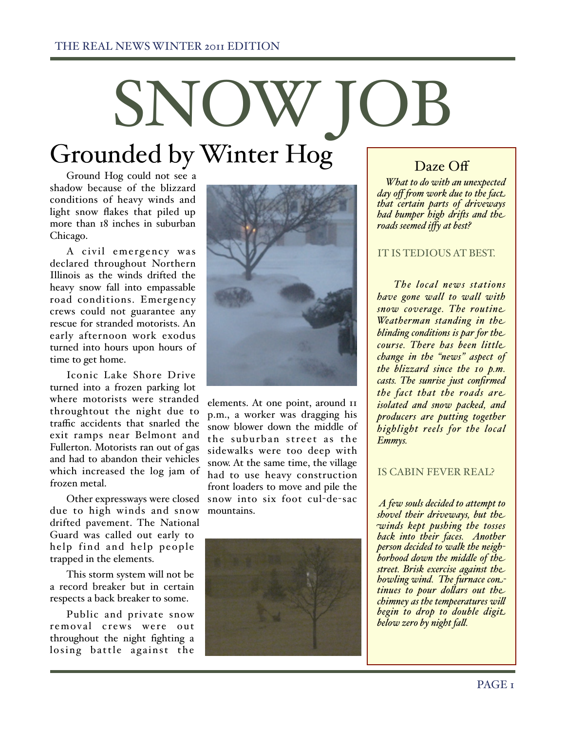# SNOW JOB

## Grounded by Winter Hog

Ground Hog could not see a shadow because of the blizzard conditions of heavy winds and light snow flakes that piled up more than 18 inches in suburban Chicago.

A civil emergency was declared throughout Northern Illinois as the winds drifted the heavy snow fall into empassable road conditions. Emergency crews could not guarantee any rescue for stranded motorists. An early afternoon work exodus turned into hours upon hours of time to get home.

Iconic Lake Shore Drive turned into a frozen parking lot where motorists were stranded throughtout the night due to traffic accidents that snarled the exit ramps near Belmont and Fullerton. Motorists ran out of gas and had to abandon their vehicles which increased the log jam of frozen metal.

Other expressways were closed due to high winds and snow drifted pavement. The National Guard was called out early to help find and help people trapped in the elements.

This storm system will not be a record breaker but in certain respects a back breaker to some.

Public and private snow removal crews were out throughout the night fighting a losing battle against the elements. At one point, around 11 p.m., a worker was dragging his snow blower down the middle of the suburban street as the sidewalks were too deep with snow. At the same time, the village had to use heavy construction front loaders to move and pile the snow into six foot cul-de-sac mountains.

## Daze Off

*What to do with an unexpected day off from work due to the fact that certain parts of driveways had bumper high drifts and the roads seemed iffy at best?*

### IT IS TEDIOUS AT BEST.

*The local news stations have gone wall to wall with snow coverage. The routine Weatherman standing in the blinding conditions is par for the course. There has been little change in the "news" aspect of the blizzard since the 10 p.m. casts. The sunrise just confirmed the fact that the roads are isolated and snow packed, and producers are putting together highlight reels for the local Emmys.*

### IS CABIN FEVER REAL?

*A few souls decided to attempt to shovel their driveways, but the winds kept pushing the tosses back into their faces. Another person decided to walk the neighborhood down the middle of the street. Brisk exercise against the howling wind. The furnace continues to pour dollars out the chimney as the tempeeratures will begin to drop to double digit below zero by night fall.*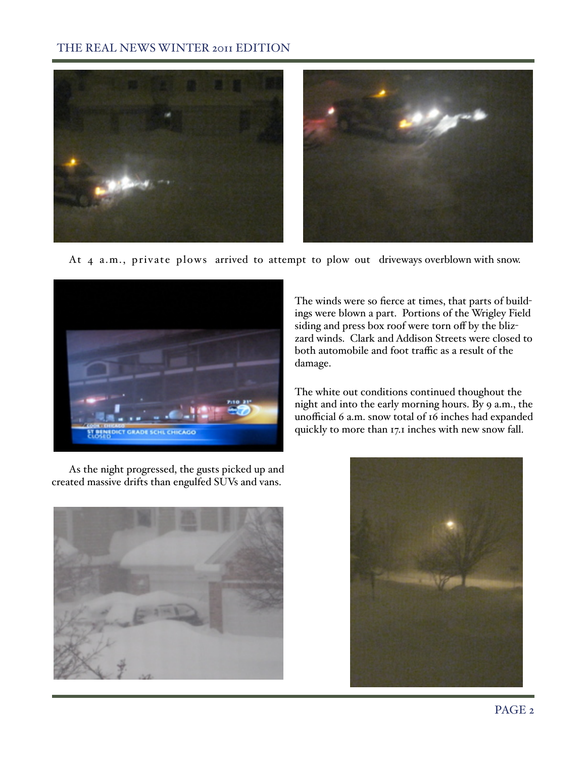At 4 a.m., private plows arrived to attempt to plow out driveways overblown with snow.

The winds were so fierce at times, that parts of buildings were blown a part. Portions of the Wrigley Field siding and press box roof were torn off by the blizzard winds. Clark and Addison Streets were closed to both automobile and foot traffic as a result of the damage.

The white out conditions continued thoughout the night and into the early morning hours. By 9 a.m., the unofficial 6 a.m. snow total of 16 inches had expanded quickly to more than 17.1 inches with new snow fall.

As the night progressed, the gusts picked up and created massive drifts than engulfed SUVs and vans.